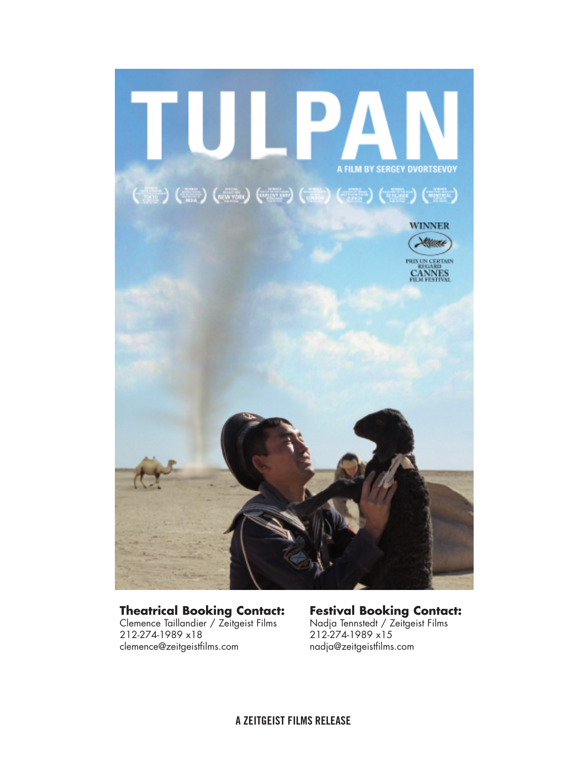# TULPAN

A FILM BY SERGEY DVORTSEVOY

WINNER
PRIX UN CERTAIN REGARD
CANNES FILM FESTIVAL

**Theatrical Booking Contact:**
Clemence Taillandier / Zeitgeist Films
212-274-1989 x18
clemence@zeitgeistfilms.com

**Festival Booking Contact:**
Nadja Tennstedt / Zeitgeist Films
212-274-1989 x15
nadja@zeitgeistfilms.com

A ZEITGEIST FILMS RELEASE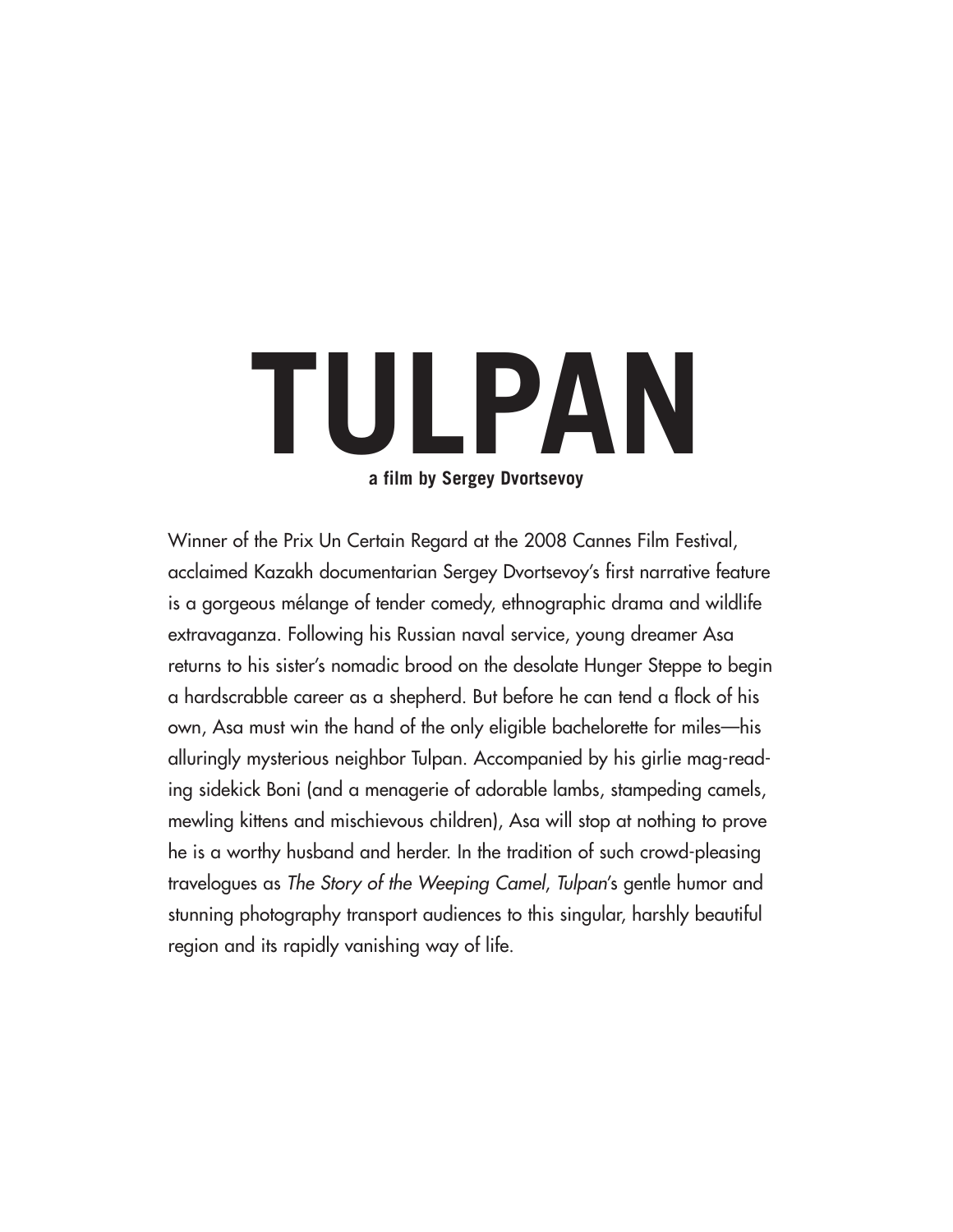# TULPAN

**a film by Sergey Dvortsevoy**

Winner of the Prix Un Certain Regard at the 2008 Cannes Film Festival, acclaimed Kazakh documentarian Sergey Dvortsevoy's first narrative feature is a gorgeous mélange of tender comedy, ethnographic drama and wildlife extravaganza. Following his Russian naval service, young dreamer Asa returns to his sister's nomadic brood on the desolate Hunger Steppe to begin a hardscrabble career as a shepherd. But before he can tend a flock of his own, Asa must win the hand of the only eligible bachelorette for miles—his alluringly mysterious neighbor Tulpan. Accompanied by his girlie mag-reading sidekick Boni (and a menagerie of adorable lambs, stampeding camels, mewling kittens and mischievous children), Asa will stop at nothing to prove he is a worthy husband and herder. In the tradition of such crowd-pleasing travelogues as *The Story of the Weeping Camel*, *Tulpan*'s gentle humor and stunning photography transport audiences to this singular, harshly beautiful region and its rapidly vanishing way of life.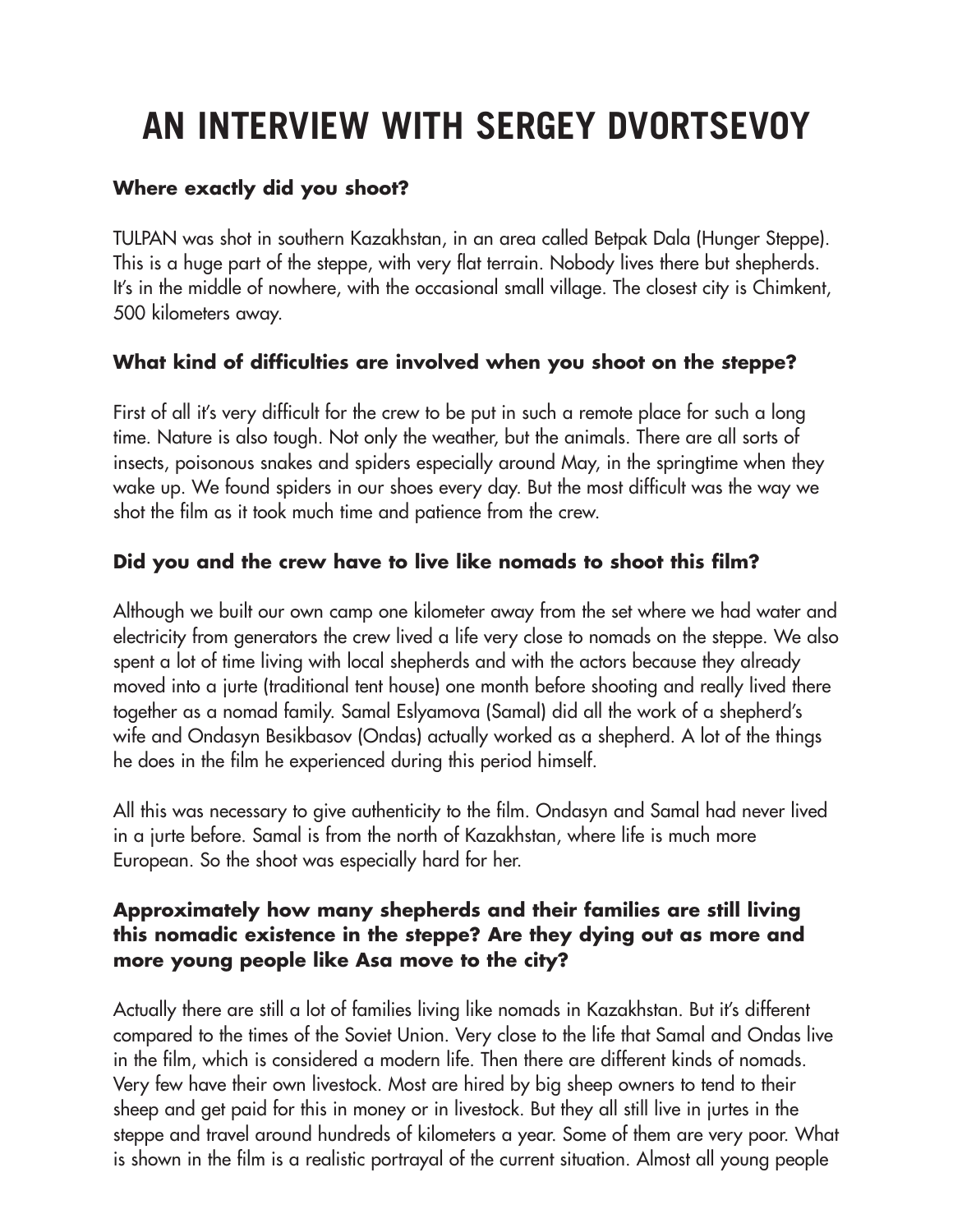# AN INTERVIEW WITH SERGEY DVORTSEVOY

**Where exactly did you shoot?**

TULPAN was shot in southern Kazakhstan, in an area called Betpak Dala (Hunger Steppe). This is a huge part of the steppe, with very flat terrain. Nobody lives there but shepherds. It's in the middle of nowhere, with the occasional small village. The closest city is Chimkent, 500 kilometers away.

**What kind of difficulties are involved when you shoot on the steppe?**

First of all it's very difficult for the crew to be put in such a remote place for such a long time. Nature is also tough. Not only the weather, but the animals. There are all sorts of insects, poisonous snakes and spiders especially around May, in the springtime when they wake up. We found spiders in our shoes every day. But the most difficult was the way we shot the film as it took much time and patience from the crew.

**Did you and the crew have to live like nomads to shoot this film?**

Although we built our own camp one kilometer away from the set where we had water and electricity from generators the crew lived a life very close to nomads on the steppe. We also spent a lot of time living with local shepherds and with the actors because they already moved into a jurte (traditional tent house) one month before shooting and really lived there together as a nomad family. Samal Eslyamova (Samal) did all the work of a shepherd's wife and Ondasyn Besikbasov (Ondas) actually worked as a shepherd. A lot of the things he does in the film he experienced during this period himself.

All this was necessary to give authenticity to the film. Ondasyn and Samal had never lived in a jurte before. Samal is from the north of Kazakhstan, where life is much more European. So the shoot was especially hard for her.

**Approximately how many shepherds and their families are still living this nomadic existence in the steppe? Are they dying out as more and more young people like Asa move to the city?**

Actually there are still a lot of families living like nomads in Kazakhstan. But it's different compared to the times of the Soviet Union. Very close to the life that Samal and Ondas live in the film, which is considered a modern life. Then there are different kinds of nomads. Very few have their own livestock. Most are hired by big sheep owners to tend to their sheep and get paid for this in money or in livestock. But they all still live in jurtes in the steppe and travel around hundreds of kilometers a year. Some of them are very poor. What is shown in the film is a realistic portrayal of the current situation. Almost all young people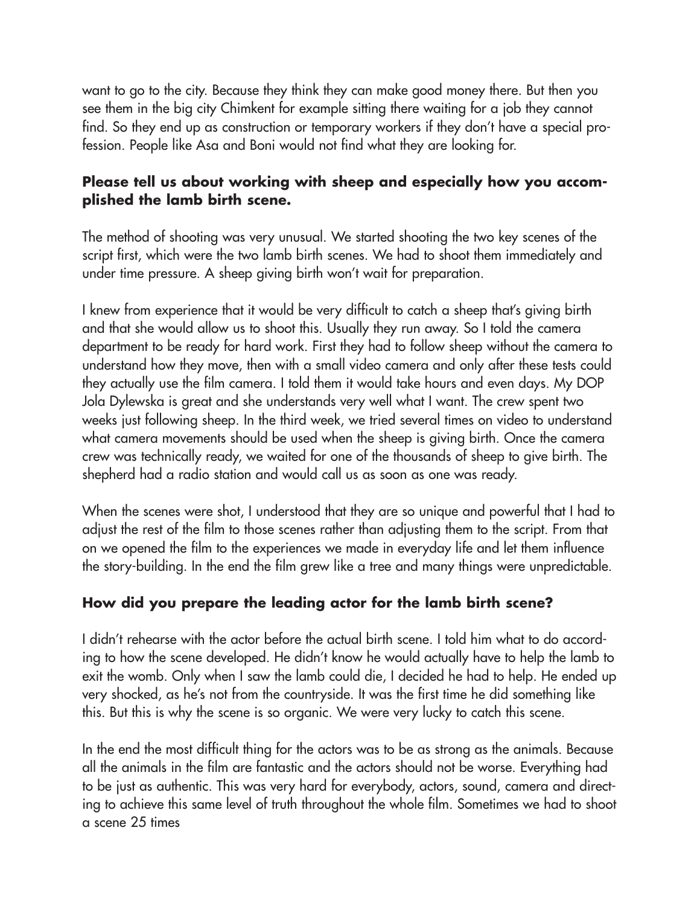want to go to the city. Because they think they can make good money there. But then you see them in the big city Chimkent for example sitting there waiting for a job they cannot find. So they end up as construction or temporary workers if they don't have a special profession. People like Asa and Boni would not find what they are looking for.

**Please tell us about working with sheep and especially how you accomplished the lamb birth scene.**

The method of shooting was very unusual. We started shooting the two key scenes of the script first, which were the two lamb birth scenes. We had to shoot them immediately and under time pressure. A sheep giving birth won't wait for preparation.

I knew from experience that it would be very difficult to catch a sheep that's giving birth and that she would allow us to shoot this. Usually they run away. So I told the camera department to be ready for hard work. First they had to follow sheep without the camera to understand how they move, then with a small video camera and only after these tests could they actually use the film camera. I told them it would take hours and even days. My DOP Jola Dylewska is great and she understands very well what I want. The crew spent two weeks just following sheep. In the third week, we tried several times on video to understand what camera movements should be used when the sheep is giving birth. Once the camera crew was technically ready, we waited for one of the thousands of sheep to give birth. The shepherd had a radio station and would call us as soon as one was ready.

When the scenes were shot, I understood that they are so unique and powerful that I had to adjust the rest of the film to those scenes rather than adjusting them to the script. From that on we opened the film to the experiences we made in everyday life and let them influence the story-building. In the end the film grew like a tree and many things were unpredictable.

**How did you prepare the leading actor for the lamb birth scene?**

I didn't rehearse with the actor before the actual birth scene. I told him what to do according to how the scene developed. He didn't know he would actually have to help the lamb to exit the womb. Only when I saw the lamb could die, I decided he had to help. He ended up very shocked, as he's not from the countryside. It was the first time he did something like this. But this is why the scene is so organic. We were very lucky to catch this scene.

In the end the most difficult thing for the actors was to be as strong as the animals. Because all the animals in the film are fantastic and the actors should not be worse. Everything had to be just as authentic. This was very hard for everybody, actors, sound, camera and directing to achieve this same level of truth throughout the whole film. Sometimes we had to shoot a scene 25 times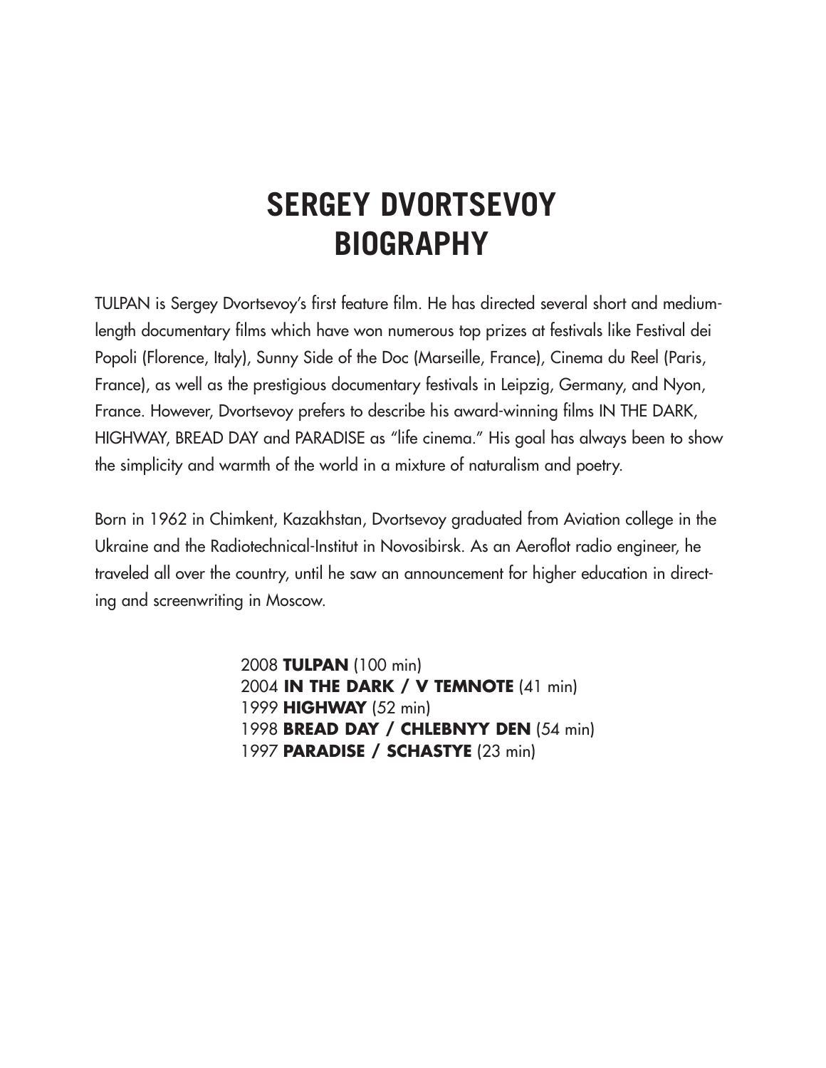# SERGEY DVORTSEVOY BIOGRAPHY

TULPAN is Sergey Dvortsevoy's first feature film. He has directed several short and medium-length documentary films which have won numerous top prizes at festivals like Festival dei Popoli (Florence, Italy), Sunny Side of the Doc (Marseille, France), Cinema du Reel (Paris, France), as well as the prestigious documentary festivals in Leipzig, Germany, and Nyon, France. However, Dvortsevoy prefers to describe his award-winning films IN THE DARK, HIGHWAY, BREAD DAY and PARADISE as "life cinema." His goal has always been to show the simplicity and warmth of the world in a mixture of naturalism and poetry.

Born in 1962 in Chimkent, Kazakhstan, Dvortsevoy graduated from Aviation college in the Ukraine and the Radiotechnical-Institut in Novosibirsk. As an Aeroflot radio engineer, he traveled all over the country, until he saw an announcement for higher education in directing and screenwriting in Moscow.

2008 **TULPAN** (100 min)
2004 **IN THE DARK / V TEMNOTE** (41 min)
1999 **HIGHWAY** (52 min)
1998 **BREAD DAY / CHLEBNYY DEN** (54 min)
1997 **PARADISE / SCHASTYE** (23 min)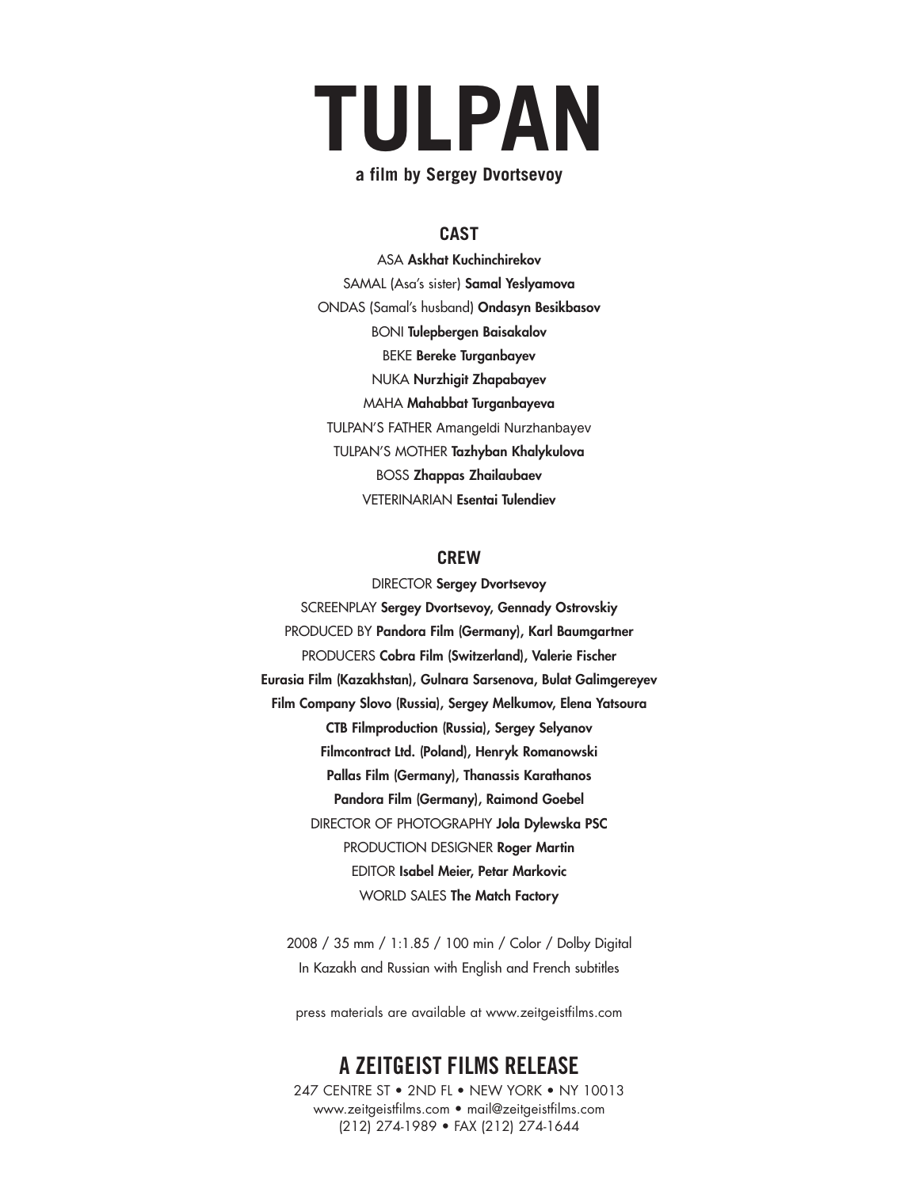# TULPAN

**a film by Sergey Dvortsevoy**

## CAST

ASA **Askhat Kuchinchirekov**

SAMAL (Asa's sister) **Samal Yeslyamova**

ONDAS (Samal's husband) **Ondasyn Besikbasov**

BONI **Tulepbergen Baisakalov**

BEKE **Bereke Turganbayev**

NUKA **Nurzhigit Zhapabayev**

MAHA **Mahabbat Turganbayeva**

TULPAN'S FATHER Amangeldi Nurzhanbayev

TULPAN'S MOTHER **Tazhyban Khalykulova**

BOSS **Zhappas Zhailaubaev**

VETERINARIAN **Esentai Tulendiev**

## CREW

DIRECTOR **Sergey Dvortsevoy**

SCREENPLAY **Sergey Dvortsevoy, Gennady Ostrovskiy**

PRODUCED BY **Pandora Film (Germany), Karl Baumgartner**

PRODUCERS **Cobra Film (Switzerland), Valerie Fischer**

**Eurasia Film (Kazakhstan), Gulnara Sarsenova, Bulat Galimgereyev**

**Film Company Slovo (Russia), Sergey Melkumov, Elena Yatsoura**

**CTB Filmproduction (Russia), Sergey Selyanov**

**Filmcontract Ltd. (Poland), Henryk Romanowski**

**Pallas Film (Germany), Thanassis Karathanos**

**Pandora Film (Germany), Raimond Goebel**

DIRECTOR OF PHOTOGRAPHY **Jola Dylewska PSC**

PRODUCTION DESIGNER **Roger Martin**

EDITOR **Isabel Meier, Petar Markovic**

WORLD SALES **The Match Factory**

2008 / 35 mm / 1:1.85 / 100 min / Color / Dolby Digital

In Kazakh and Russian with English and French subtitles

press materials are available at www.zeitgeistfilms.com

## A ZEITGEIST FILMS RELEASE

247 CENTRE ST • 2ND FL • NEW YORK • NY 10013

www.zeitgeistfilms.com • mail@zeitgeistfilms.com

(212) 274-1989 • FAX (212) 274-1644